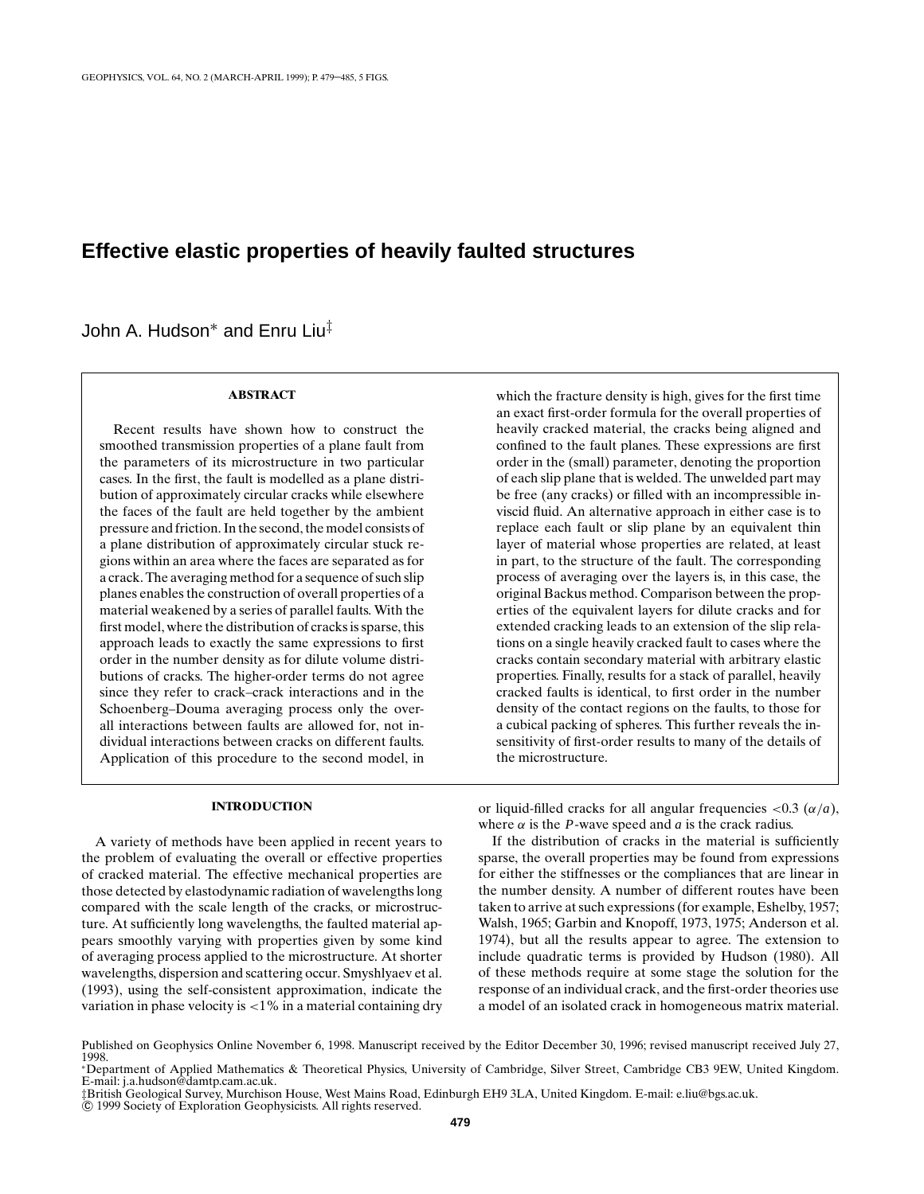// Effective elastic properties of heavily faulted structures

John A. Hudson* and Enru Liu‡

## ABSTRACT

Recent results have shown how to construct the smoothed transmission properties of a plane fault from the parameters of its microstructure in two particular cases. In the first, the fault is modelled as a plane distribution of approximately circular cracks while elsewhere the faces of the fault are held together by the ambient pressure and friction. In the second, the model consists of a plane distribution of approximately circular stuck regions within an area where the faces are separated as for a crack. The averaging method for a sequence of such slip planes enables the construction of overall properties of a material weakened by a series of parallel faults. With the first model, where the distribution of cracks is sparse, this approach leads to exactly the same expressions to first order in the number density as for dilute volume distributions of cracks. The higher-order terms do not agree since they refer to crack–crack interactions and in the Schoenberg–Douma averaging process only the overall interactions between faults are allowed for, not individual interactions between cracks on different faults. Application of this procedure to the second model, in which the fracture density is high, gives for the first time an exact first-order formula for the overall properties of heavily cracked material, the cracks being aligned and confined to the fault planes. These expressions are first order in the (small) parameter, denoting the proportion of each slip plane that is welded. The unwelded part may be free (any cracks) or filled with an incompressible inviscid fluid. An alternative approach in either case is to replace each fault or slip plane by an equivalent thin layer of material whose properties are related, at least in part, to the structure of the fault. The corresponding process of averaging over the layers is, in this case, the original Backus method. Comparison between the properties of the equivalent layers for dilute cracks and for extended cracking leads to an extension of the slip relations on a single heavily cracked fault to cases where the cracks contain secondary material with arbitrary elastic properties. Finally, results for a stack of parallel, heavily cracked faults is identical, to first order in the number density of the contact regions on the faults, to those for a cubical packing of spheres. This further reveals the insensitivity of first-order results to many of the details of the microstructure.

## INTRODUCTION

A variety of methods have been applied in recent years to the problem of evaluating the overall or effective properties of cracked material. The effective mechanical properties are those detected by elastodynamic radiation of wavelengths long compared with the scale length of the cracks, or microstructure. At sufficiently long wavelengths, the faulted material appears smoothly varying with properties given by some kind of averaging process applied to the microstructure. At shorter wavelengths, dispersion and scattering occur. Smyshlyaev et al. (1993), using the self-consistent approximation, indicate the variation in phase velocity is $<1\%$ in a material containing dry or liquid-filled cracks for all angular frequencies $<0.3\ (\alpha/a)$, where $\alpha$ is the $P$-wave speed and $a$ is the crack radius.

If the distribution of cracks in the material is sufficiently sparse, the overall properties may be found from expressions for either the stiffnesses or the compliances that are linear in the number density. A number of different routes have been taken to arrive at such expressions (for example, Eshelby, 1957; Walsh, 1965; Garbin and Knopoff, 1973, 1975; Anderson et al. 1974), but all the results appear to agree. The extension to include quadratic terms is provided by Hudson (1980). All of these methods require at some stage the solution for the response of an individual crack, and the first-order theories use a model of an isolated crack in homogeneous matrix material.

Published on Geophysics Online November 6, 1998. Manuscript received by the Editor December 30, 1996; revised manuscript received July 27, 1998.

*Department of Applied Mathematics & Theoretical Physics, University of Cambridge, Silver Street, Cambridge CB3 9EW, United Kingdom. E-mail: j.a.hudson@damtp.cam.ac.uk.

‡British Geological Survey, Murchison House, West Mains Road, Edinburgh EH9 3LA, United Kingdom. E-mail: e.liu@bgs.ac.uk.

© 1999 Society of Exploration Geophysicists. All rights reserved.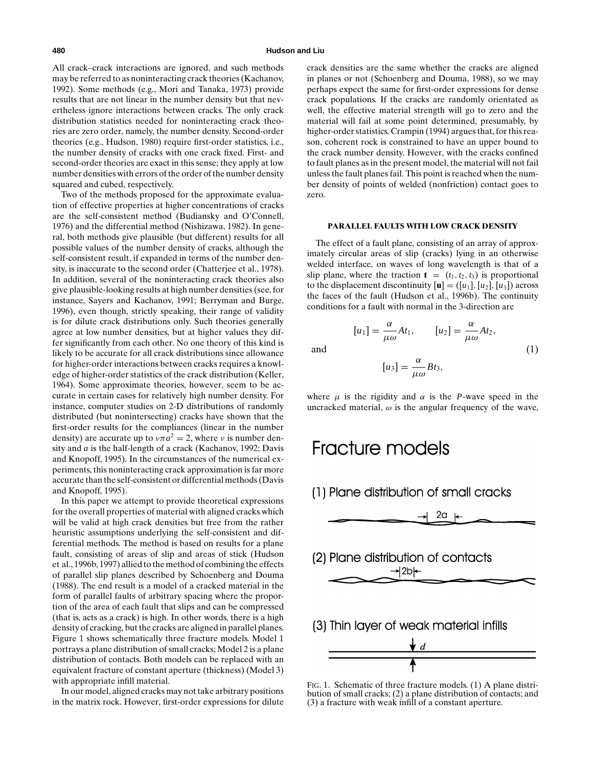All crack–crack interactions are ignored, and such methods may be referred to as noninteracting crack theories (Kachanov, 1992). Some methods (e.g., Mori and Tanaka, 1973) provide results that are not linear in the number density but that nevertheless ignore interactions between cracks. The only crack distribution statistics needed for noninteracting crack theories are zero order, namely, the number density. Second-order theories (e.g., Hudson, 1980) require first-order statistics, i.e., the number density of cracks with one crack fixed. First- and second-order theories are exact in this sense; they apply at low number densities with errors of the order of the number density squared and cubed, respectively.

Two of the methods proposed for the approximate evaluation of effective properties at higher concentrations of cracks are the self-consistent method (Budiansky and O'Connell, 1976) and the differential method (Nishizawa, 1982). In general, both methods give plausible (but different) results for all possible values of the number density of cracks, although the self-consistent result, if expanded in terms of the number density, is inaccurate to the second order (Chatterjee et al., 1978). In addition, several of the noninteracting crack theories also give plausible-looking results at high number densities (see, for instance, Sayers and Kachanov, 1991; Berryman and Burge, 1996), even though, strictly speaking, their range of validity is for dilute crack distributions only. Such theories generally agree at low number densities, but at higher values they differ significantly from each other. No one theory of this kind is likely to be accurate for all crack distributions since allowance for higher-order interactions between cracks requires a knowledge of higher-order statistics of the crack distribution (Keller, 1964). Some approximate theories, however, seem to be accurate in certain cases for relatively high number density. For instance, computer studies on 2-D distributions of randomly distributed (but nonintersecting) cracks have shown that the first-order results for the compliances (linear in the number density) are accurate up to $\nu\pi a^2 = 2$, where $\nu$ is number density and $a$ is the half-length of a crack (Kachanov, 1992; Davis and Knopoff, 1995). In the circumstances of the numerical experiments, this noninteracting crack approximation is far more accurate than the self-consistent or differential methods (Davis and Knopoff, 1995).

In this paper we attempt to provide theoretical expressions for the overall properties of material with aligned cracks which will be valid at high crack densities but free from the rather heuristic assumptions underlying the self-consistent and differential methods. The method is based on results for a plane fault, consisting of areas of slip and areas of stick (Hudson et al., 1996b, 1997) allied to the method of combining the effects of parallel slip planes described by Schoenberg and Douma (1988). The end result is a model of a cracked material in the form of parallel faults of arbitrary spacing where the proportion of the area of each fault that slips and can be compressed (that is, acts as a crack) is high. In other words, there is a high density of cracking, but the cracks are aligned in parallel planes. Figure 1 shows schematically three fracture models. Model 1 portrays a plane distribution of small cracks; Model 2 is a plane distribution of contacts. Both models can be replaced with an equivalent fracture of constant aperture (thickness) (Model 3) with appropriate infill material.

In our model, aligned cracks may not take arbitrary positions in the matrix rock. However, first-order expressions for dilute crack densities are the same whether the cracks are aligned in planes or not (Schoenberg and Douma, 1988), so we may perhaps expect the same for first-order expressions for dense crack populations. If the cracks are randomly orientated as well, the effective material strength will go to zero and the material will fail at some point determined, presumably, by higher-order statistics. Crampin (1994) argues that, for this reason, coherent rock is constrained to have an upper bound to the crack number density. However, with the cracks confined to fault planes as in the present model, the material will not fail unless the fault planes fail. This point is reached when the number density of points of welded (nonfriction) contact goes to zero.

## PARALLEL FAULTS WITH LOW CRACK DENSITY

The effect of a fault plane, consisting of an array of approximately circular areas of slip (cracks) lying in an otherwise welded interface, on waves of long wavelength is that of a slip plane, where the traction $\mathbf{t} = (t_1, t_2, t_3)$ is proportional to the displacement discontinuity $[\mathbf{u}] = ([u_1], [u_2], [u_3])$ across the faces of the fault (Hudson et al., 1996b). The continuity conditions for a fault with normal in the 3-direction are

$$[u_1] = \frac{\alpha}{\mu\omega} A t_1, \qquad [u_2] = \frac{\alpha}{\mu\omega} A t_2,$$

and

$$[u_3] = \frac{\alpha}{\mu\omega} B t_3, \tag{1}$$

where $\mu$ is the rigidity and $\alpha$ is the $P$-wave speed in the uncracked material, $\omega$ is the angular frequency of the wave,

Fracture models

(1) Plane distribution of small cracks

(2) Plane distribution of contacts

(3) Thin layer of weak material infills

FIG. 1. Schematic of three fracture models. (1) A plane distribution of small cracks; (2) a plane distribution of contacts; and (3) a fracture with weak infill of a constant aperture.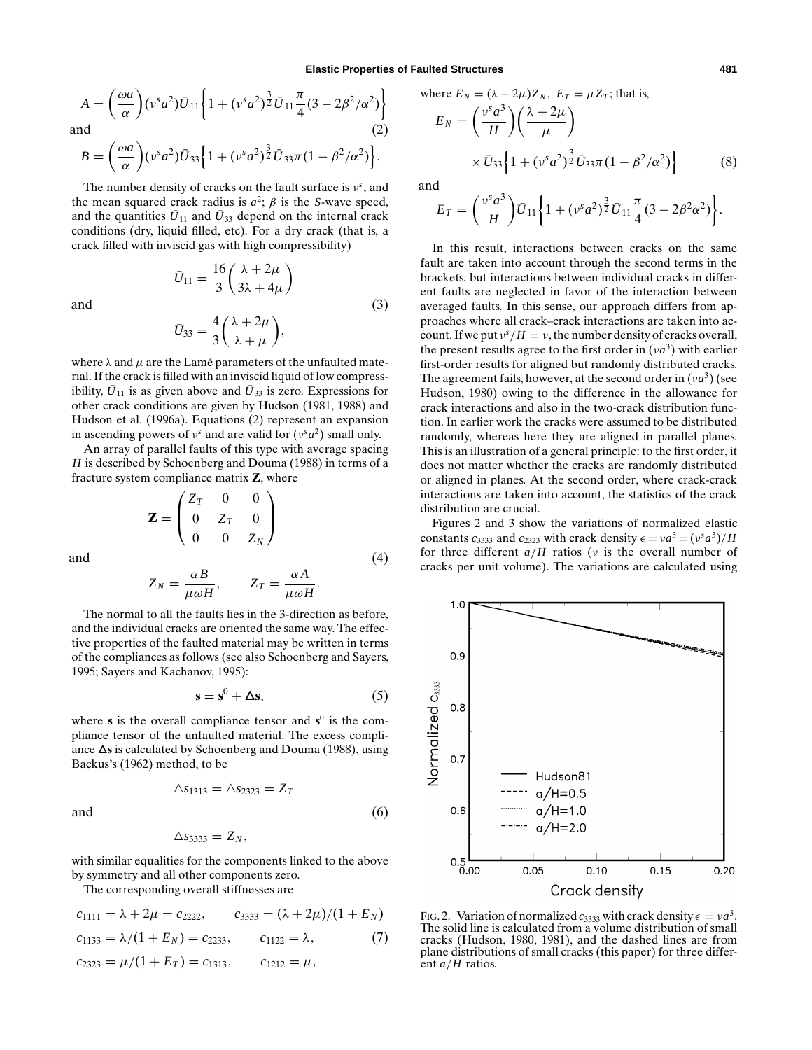$$A = \left(\frac{\omega a}{\alpha}\right)(\nu^s a^2)\bar{U}_{11}\left\{1 + (\nu^s a^2)^{\frac{3}{2}}\bar{U}_{11}\frac{\pi}{4}(3 - 2\beta^2/\alpha^2)\right\}$$

and (2)

$$B = \left(\frac{\omega a}{\alpha}\right)(\nu^s a^2)\bar{U}_{33}\left\{1 + (\nu^s a^2)^{\frac{3}{2}}\bar{U}_{33}\pi(1 - \beta^2/\alpha^2)\right\}.$$

The number density of cracks on the fault surface is $\nu^s$, and the mean squared crack radius is $a^2$; $\beta$ is the $S$-wave speed, and the quantities $\bar{U}_{11}$ and $\bar{U}_{33}$ depend on the internal crack conditions (dry, liquid filled, etc). For a dry crack (that is, a crack filled with inviscid gas with high compressibility)

$$\bar{U}_{11} = \frac{16}{3}\left(\frac{\lambda + 2\mu}{3\lambda + 4\mu}\right)$$

and (3)

$$\bar{U}_{33} = \frac{4}{3}\left(\frac{\lambda + 2\mu}{\lambda + \mu}\right),$$

where $\lambda$ and $\mu$ are the Lamé parameters of the unfaulted material. If the crack is filled with an inviscid liquid of low compressibility, $\bar{U}_{11}$ is as given above and $\bar{U}_{33}$ is zero. Expressions for other crack conditions are given by Hudson (1981, 1988) and Hudson et al. (1996a). Equations (2) represent an expansion in ascending powers of $\nu^s$ and are valid for $(\nu^s a^2)$ small only.

An array of parallel faults of this type with average spacing $H$ is described by Schoenberg and Douma (1988) in terms of a fracture system compliance matrix $\mathbf{Z}$, where

$$\mathbf{Z} = \begin{pmatrix} Z_T & 0 & 0 \\ 0 & Z_T & 0 \\ 0 & 0 & Z_N \end{pmatrix}$$

and (4)

$$Z_N = \frac{\alpha B}{\mu \omega H}, \qquad Z_T = \frac{\alpha A}{\mu \omega H}.$$

The normal to all the faults lies in the 3-direction as before, and the individual cracks are oriented the same way. The effective properties of the faulted material may be written in terms of the compliances as follows (see also Schoenberg and Sayers, 1995; Sayers and Kachanov, 1995):

$$\mathbf{s} = \mathbf{s}^0 + \mathbf{\Delta s}, \tag{5}$$

where $\mathbf{s}$ is the overall compliance tensor and $\mathbf{s}^0$ is the compliance tensor of the unfaulted material. The excess compliance $\mathbf{\Delta s}$ is calculated by Schoenberg and Douma (1988), using Backus's (1962) method, to be

$$\triangle s_{1313} = \triangle s_{2323} = Z_T$$

and (6)

$$\triangle s_{3333} = Z_N,$$

with similar equalities for the components linked to the above by symmetry and all other components zero.

The corresponding overall stiffnesses are

$$\begin{aligned} c_{1111} &= \lambda + 2\mu = c_{2222}, \qquad c_{3333} = (\lambda + 2\mu)/(1 + E_N) \\ c_{1133} &= \lambda/(1 + E_N) = c_{2233}, \qquad c_{1122} = \lambda, \\ c_{2323} &= \mu/(1 + E_T) = c_{1313}, \qquad c_{1212} = \mu, \end{aligned} \tag{7}$$

where $E_N = (\lambda + 2\mu)Z_N$, $E_T = \mu Z_T$; that is,

$$E_N = \left(\frac{\nu^s a^3}{H}\right)\left(\frac{\lambda + 2\mu}{\mu}\right) \times \bar{U}_{33}\left\{1 + (\nu^s a^2)^{\frac{3}{2}}\bar{U}_{33}\pi(1 - \beta^2/\alpha^2)\right\} \tag{8}$$

and

$$E_T = \left(\frac{\nu^s a^3}{H}\right)\bar{U}_{11}\left\{1 + (\nu^s a^2)^{\frac{3}{2}}\bar{U}_{11}\frac{\pi}{4}(3 - 2\beta^2\alpha^2)\right\}.$$

In this result, interactions between cracks on the same fault are taken into account through the second terms in the brackets, but interactions between individual cracks in different faults are neglected in favor of the interaction between averaged faults. In this sense, our approach differs from approaches where all crack–crack interactions are taken into account. If we put $\nu^s/H = \nu$, the number density of cracks overall, the present results agree to the first order in $(\nu a^3)$ with earlier first-order results for aligned but randomly distributed cracks. The agreement fails, however, at the second order in $(\nu a^3)$ (see Hudson, 1980) owing to the difference in the allowance for crack interactions and also in the two-crack distribution function. In earlier work the cracks were assumed to be distributed randomly, whereas here they are aligned in parallel planes. This is an illustration of a general principle: to the first order, it does not matter whether the cracks are randomly distributed or aligned in planes. At the second order, where crack-crack interactions are taken into account, the statistics of the crack distribution are crucial.

Figures 2 and 3 show the variations of normalized elastic constants $c_{3333}$ and $c_{2323}$ with crack density $\epsilon = \nu a^3 = (\nu^s a^3)/H$ for three different $a/H$ ratios ($\nu$ is the overall number of cracks per unit volume). The variations are calculated using

FIG. 2. Variation of normalized $c_{3333}$ with crack density $\epsilon = \nu a^3$. The solid line is calculated from a volume distribution of small cracks (Hudson, 1980, 1981), and the dashed lines are from plane distributions of small cracks (this paper) for three different $a/H$ ratios.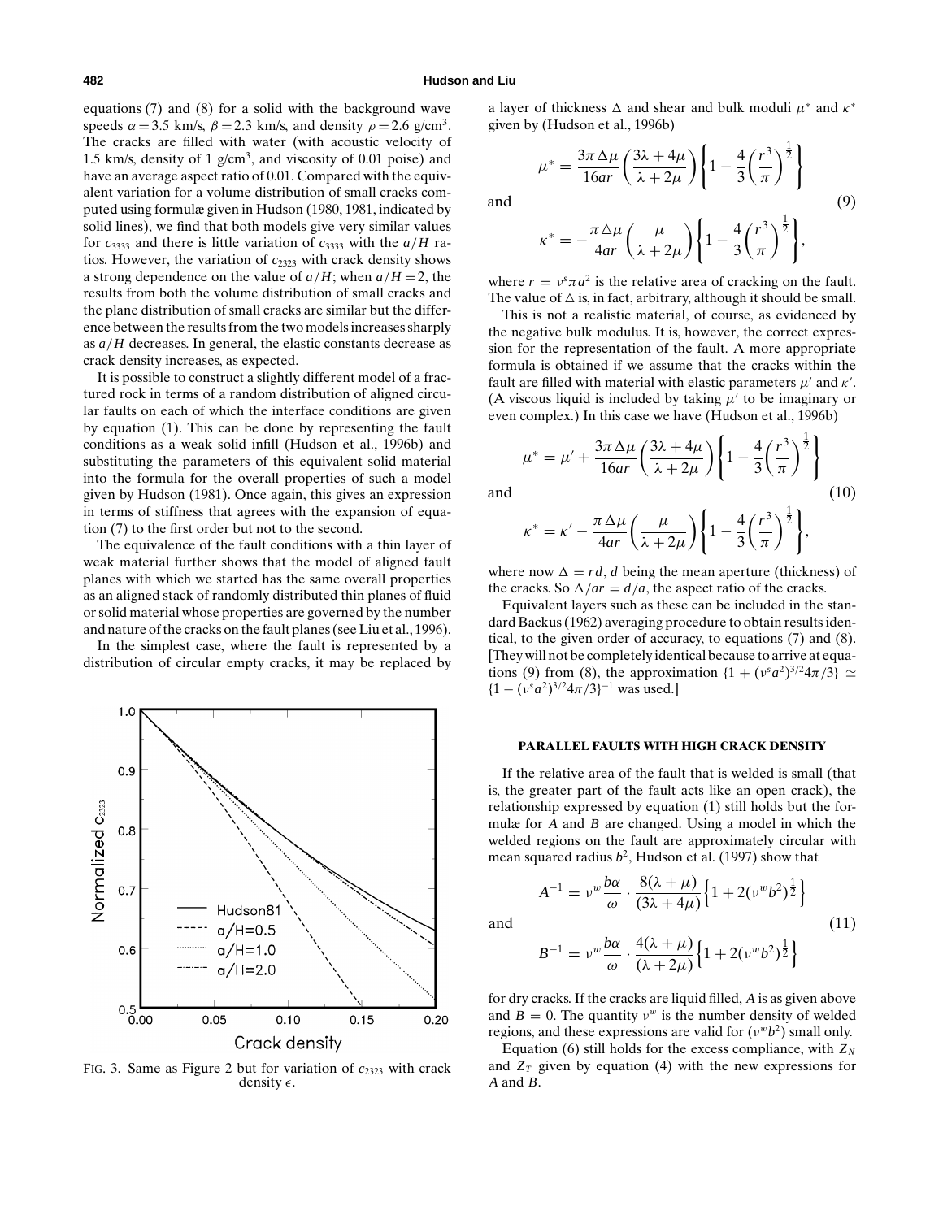equations (7) and (8) for a solid with the background wave speeds $\alpha = 3.5$ km/s, $\beta = 2.3$ km/s, and density $\rho = 2.6$ g/cm$^3$. The cracks are filled with water (with acoustic velocity of 1.5 km/s, density of 1 g/cm$^3$, and viscosity of 0.01 poise) and have an average aspect ratio of 0.01. Compared with the equivalent variation for a volume distribution of small cracks computed using formulæ given in Hudson (1980, 1981, indicated by solid lines), we find that both models give very similar values for $c_{3333}$ and there is little variation of $c_{3333}$ with the $a/H$ ratios. However, the variation of $c_{2323}$ with crack density shows a strong dependence on the value of $a/H$; when $a/H = 2$, the results from both the volume distribution of small cracks and the plane distribution of small cracks are similar but the difference between the results from the two models increases sharply as $a/H$ decreases. In general, the elastic constants decrease as crack density increases, as expected.

It is possible to construct a slightly different model of a fractured rock in terms of a random distribution of aligned circular faults on each of which the interface conditions are given by equation (1). This can be done by representing the fault conditions as a weak solid infill (Hudson et al., 1996b) and substituting the parameters of this equivalent solid material into the formula for the overall properties of such a model given by Hudson (1981). Once again, this gives an expression in terms of stiffness that agrees with the expansion of equation (7) to the first order but not to the second.

The equivalence of the fault conditions with a thin layer of weak material further shows that the model of aligned fault planes with which we started has the same overall properties as an aligned stack of randomly distributed thin planes of fluid or solid material whose properties are governed by the number and nature of the cracks on the fault planes (see Liu et al., 1996).

In the simplest case, where the fault is represented by a distribution of circular empty cracks, it may be replaced by a layer of thickness $\Delta$ and shear and bulk moduli $\mu^*$ and $\kappa^*$ given by (Hudson et al., 1996b)

$$\mu^* = \frac{3\pi\Delta\mu}{16ar}\left(\frac{3\lambda+4\mu}{\lambda+2\mu}\right)\left\{1-\frac{4}{3}\left(\frac{r^3}{\pi}\right)^{\frac{1}{2}}\right\}$$

and

$$\kappa^* = -\frac{\pi\Delta\mu}{4ar}\left(\frac{\mu}{\lambda+2\mu}\right)\left\{1-\frac{4}{3}\left(\frac{r^3}{\pi}\right)^{\frac{1}{2}}\right\}, \tag{9}$$

where $r = \nu^s\pi a^2$ is the relative area of cracking on the fault. The value of $\Delta$ is, in fact, arbitrary, although it should be small.

This is not a realistic material, of course, as evidenced by the negative bulk modulus. It is, however, the correct expression for the representation of the fault. A more appropriate formula is obtained if we assume that the cracks within the fault are filled with material with elastic parameters $\mu'$ and $\kappa'$. (A viscous liquid is included by taking $\mu'$ to be imaginary or even complex.) In this case we have (Hudson et al., 1996b)

$$\mu^* = \mu' + \frac{3\pi\Delta\mu}{16ar}\left(\frac{3\lambda+4\mu}{\lambda+2\mu}\right)\left\{1-\frac{4}{3}\left(\frac{r^3}{\pi}\right)^{\frac{1}{2}}\right\}$$

and

$$\kappa^* = \kappa' - \frac{\pi\Delta\mu}{4ar}\left(\frac{\mu}{\lambda+2\mu}\right)\left\{1-\frac{4}{3}\left(\frac{r^3}{\pi}\right)^{\frac{1}{2}}\right\}, \tag{10}$$

where now $\Delta = rd$, $d$ being the mean aperture (thickness) of the cracks. So $\Delta/ar = d/a$, the aspect ratio of the cracks.

Equivalent layers such as these can be included in the standard Backus (1962) averaging procedure to obtain results identical, to the given order of accuracy, to equations (7) and (8). [They will not be completely identical because to arrive at equations (9) from (8), the approximation $\{1 + (\nu^s a^2)^{3/2}4\pi/3\} \simeq \{1 - (\nu^s a^2)^{3/2}4\pi/3\}^{-1}$ was used.]

FIG. 3. Same as Figure 2 but for variation of $c_{2323}$ with crack density $\epsilon$.

## PARALLEL FAULTS WITH HIGH CRACK DENSITY

If the relative area of the fault that is welded is small (that is, the greater part of the fault acts like an open crack), the relationship expressed by equation (1) still holds but the formulæ for $A$ and $B$ are changed. Using a model in which the welded regions on the fault are approximately circular with mean squared radius $b^2$, Hudson et al. (1997) show that

$$A^{-1} = \nu^w\frac{b\alpha}{\omega}\cdot\frac{8(\lambda+\mu)}{(3\lambda+4\mu)}\left\{1+2(\nu^w b^2)^{\frac{1}{2}}\right\}$$

and

$$B^{-1} = \nu^w\frac{b\alpha}{\omega}\cdot\frac{4(\lambda+\mu)}{(\lambda+2\mu)}\left\{1+2(\nu^w b^2)^{\frac{1}{2}}\right\} \tag{11}$$

for dry cracks. If the cracks are liquid filled, $A$ is as given above and $B = 0$. The quantity $\nu^w$ is the number density of welded regions, and these expressions are valid for $(\nu^w b^2)$ small only.

Equation (6) still holds for the excess compliance, with $Z_N$ and $Z_T$ given by equation (4) with the new expressions for $A$ and $B$.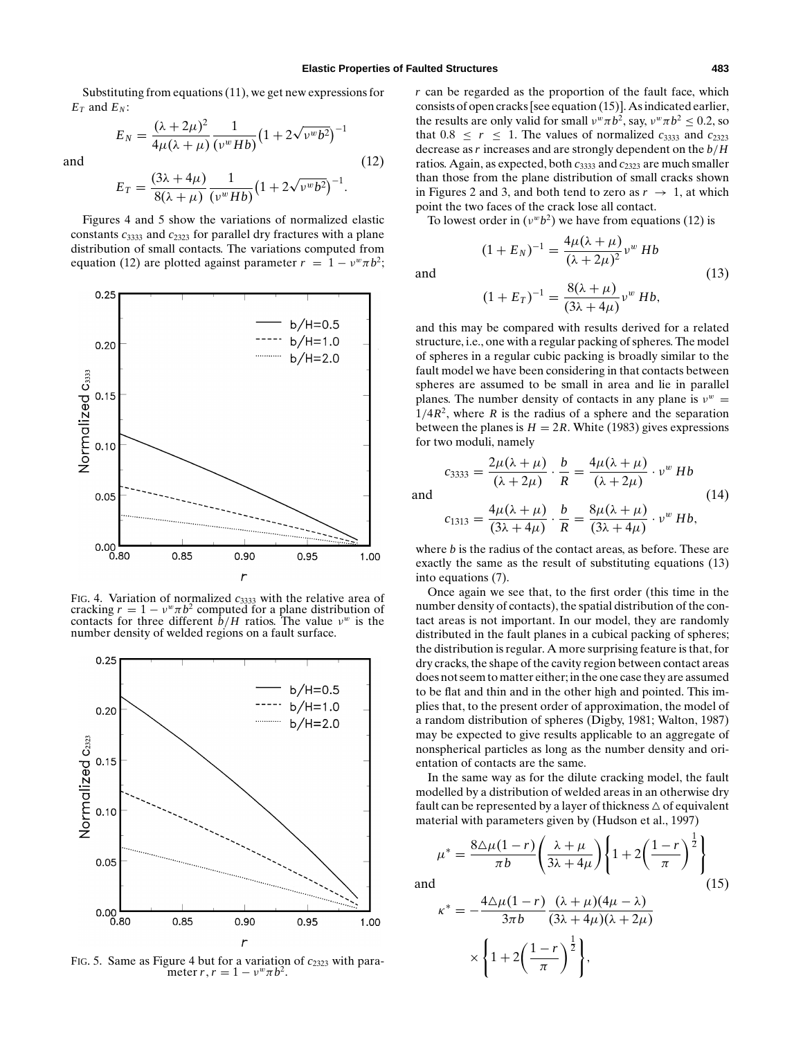Substituting from equations (11), we get new expressions for $E_T$ and $E_N$:

$$E_N = \frac{(\lambda + 2\mu)^2}{4\mu(\lambda + \mu)} \frac{1}{(\nu^w Hb)} \left(1 + 2\sqrt{\nu^w b^2}\right)^{-1}$$

and

$$E_T = \frac{(3\lambda + 4\mu)}{8(\lambda + \mu)} \frac{1}{(\nu^w Hb)} \left(1 + 2\sqrt{\nu^w b^2}\right)^{-1}. \tag{12}$$

Figures 4 and 5 show the variations of normalized elastic constants $c_{3333}$ and $c_{2323}$ for parallel dry fractures with a plane distribution of small contacts. The variations computed from equation (12) are plotted against parameter $r = 1 - \nu^w \pi b^2$; $r$ can be regarded as the proportion of the fault face, which consists of open cracks [see equation (15)]. As indicated earlier, the results are only valid for small $\nu^w \pi b^2$, say, $\nu^w \pi b^2 \leq 0.2$, so that $0.8 \leq r \leq 1$. The values of normalized $c_{3333}$ and $c_{2323}$ decrease as $r$ increases and are strongly dependent on the $b/H$ ratios. Again, as expected, both $c_{3333}$ and $c_{2323}$ are much smaller than those from the plane distribution of small cracks shown in Figures 2 and 3, and both tend to zero as $r \rightarrow 1$, at which point the two faces of the crack lose all contact.

FIG. 4. Variation of normalized $c_{3333}$ with the relative area of cracking $r = 1 - \nu^w \pi b^2$ computed for a plane distribution of contacts for three different $b/H$ ratios. The value $\nu^w$ is the number density of welded regions on a fault surface.

FIG. 5. Same as Figure 4 but for a variation of $c_{2323}$ with parameter $r$, $r = 1 - \nu^w \pi b^2$.

To lowest order in $(\nu^w b^2)$ we have from equations (12) is

$$(1 + E_N)^{-1} = \frac{4\mu(\lambda + \mu)}{(\lambda + 2\mu)^2} \nu^w Hb$$

and

$$(1 + E_T)^{-1} = \frac{8(\lambda + \mu)}{(3\lambda + 4\mu)} \nu^w Hb, \tag{13}$$

and this may be compared with results derived for a related structure, i.e., one with a regular packing of spheres. The model of spheres in a regular cubic packing is broadly similar to the fault model we have been considering in that contacts between spheres are assumed to be small in area and lie in parallel planes. The number density of contacts in any plane is $\nu^w = 1/4R^2$, where $R$ is the radius of a sphere and the separation between the planes is $H = 2R$. White (1983) gives expressions for two moduli, namely

$$c_{3333} = \frac{2\mu(\lambda + \mu)}{(\lambda + 2\mu)} \cdot \frac{b}{R} = \frac{4\mu(\lambda + \mu)}{(\lambda + 2\mu)} \cdot \nu^w Hb$$

and

$$c_{1313} = \frac{4\mu(\lambda + \mu)}{(3\lambda + 4\mu)} \cdot \frac{b}{R} = \frac{8\mu(\lambda + \mu)}{(3\lambda + 4\mu)} \cdot \nu^w Hb, \tag{14}$$

where $b$ is the radius of the contact areas, as before. These are exactly the same as the result of substituting equations (13) into equations (7).

Once again we see that, to the first order (this time in the number density of contacts), the spatial distribution of the contact areas is not important. In our model, they are randomly distributed in the fault planes in a cubical packing of spheres; the distribution is regular. A more surprising feature is that, for dry cracks, the shape of the cavity region between contact areas does not seem to matter either; in the one case they are assumed to be flat and thin and in the other high and pointed. This implies that, to the present order of approximation, the model of a random distribution of spheres (Digby, 1981; Walton, 1987) may be expected to give results applicable to an aggregate of nonspherical particles as long as the number density and orientation of contacts are the same.

In the same way as for the dilute cracking model, the fault modelled by a distribution of welded areas in an otherwise dry fault can be represented by a layer of thickness $\triangle$ of equivalent material with parameters given by (Hudson et al., 1997)

$$\mu^* = \frac{8\triangle\mu(1 - r)}{\pi b} \left(\frac{\lambda + \mu}{3\lambda + 4\mu}\right) \left\{1 + 2\left(\frac{1 - r}{\pi}\right)^{\frac{1}{2}}\right\}$$

and

$$\kappa^* = -\frac{4\triangle\mu(1 - r)}{3\pi b} \frac{(\lambda + \mu)(4\mu - \lambda)}{(3\lambda + 4\mu)(\lambda + 2\mu)} \times \left\{1 + 2\left(\frac{1 - r}{\pi}\right)^{\frac{1}{2}}\right\}, \tag{15}$$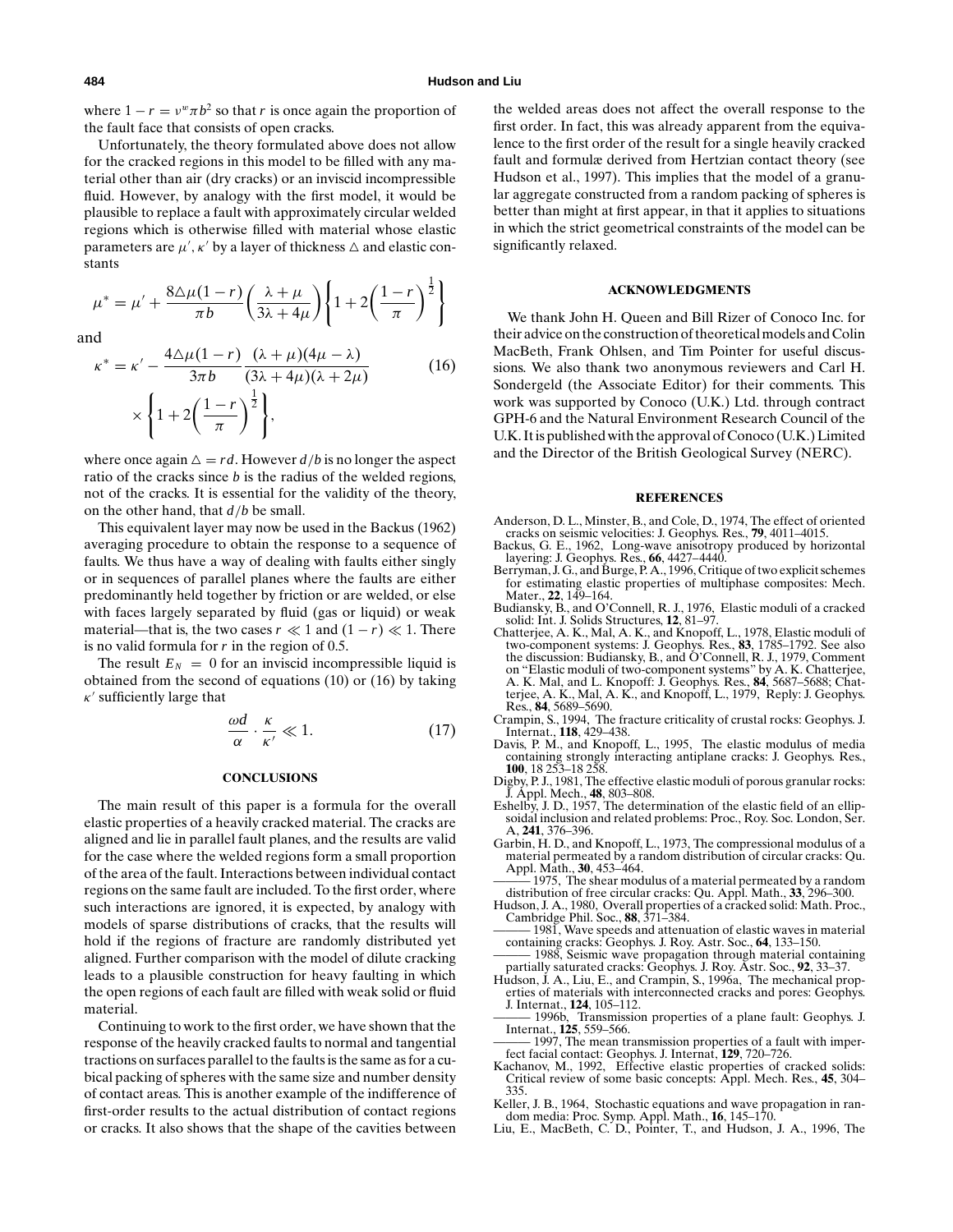where $1 - r = \nu^w \pi b^2$ so that $r$ is once again the proportion of the fault face that consists of open cracks.

Unfortunately, the theory formulated above does not allow for the cracked regions in this model to be filled with any material other than air (dry cracks) or an inviscid incompressible fluid. However, by analogy with the first model, it would be plausible to replace a fault with approximately circular welded regions which is otherwise filled with material whose elastic parameters are $\mu', \kappa'$ by a layer of thickness $\triangle$ and elastic constants

$$\mu^* = \mu' + \frac{8\triangle\mu(1-r)}{\pi b}\left(\frac{\lambda+\mu}{3\lambda+4\mu}\right)\left\{1+2\left(\frac{1-r}{\pi}\right)^{\frac{1}{2}}\right\}$$

and

$$\kappa^* = \kappa' - \frac{4\triangle\mu(1-r)}{3\pi b}\frac{(\lambda+\mu)(4\mu-\lambda)}{(3\lambda+4\mu)(\lambda+2\mu)} \times \left\{1+2\left(\frac{1-r}{\pi}\right)^{\frac{1}{2}}\right\}, \tag{16}$$

where once again $\triangle = rd$. However $d/b$ is no longer the aspect ratio of the cracks since $b$ is the radius of the welded regions, not of the cracks. It is essential for the validity of the theory, on the other hand, that $d/b$ be small.

This equivalent layer may now be used in the Backus (1962) averaging procedure to obtain the response to a sequence of faults. We thus have a way of dealing with faults either singly or in sequences of parallel planes where the faults are either predominantly held together by friction or are welded, or else with faces largely separated by fluid (gas or liquid) or weak material—that is, the two cases $r \ll 1$ and $(1-r) \ll 1$. There is no valid formula for $r$ in the region of 0.5.

The result $E_N = 0$ for an inviscid incompressible liquid is obtained from the second of equations (10) or (16) by taking $\kappa'$ sufficiently large that

$$\frac{\omega d}{\alpha} \cdot \frac{\kappa}{\kappa'} \ll 1. \tag{17}$$

## CONCLUSIONS

The main result of this paper is a formula for the overall elastic properties of a heavily cracked material. The cracks are aligned and lie in parallel fault planes, and the results are valid for the case where the welded regions form a small proportion of the area of the fault. Interactions between individual contact regions on the same fault are included. To the first order, where such interactions are ignored, it is expected, by analogy with models of sparse distributions of cracks, that the results will hold if the regions of fracture are randomly distributed yet aligned. Further comparison with the model of dilute cracking leads to a plausible construction for heavy faulting in which the open regions of each fault are filled with weak solid or fluid material.

Continuing to work to the first order, we have shown that the response of the heavily cracked faults to normal and tangential tractions on surfaces parallel to the faults is the same as for a cubical packing of spheres with the same size and number density of contact areas. This is another example of the indifference of first-order results to the actual distribution of contact regions or cracks. It also shows that the shape of the cavities between the welded areas does not affect the overall response to the first order. In fact, this was already apparent from the equivalence to the first order of the result for a single heavily cracked fault and formulæ derived from Hertzian contact theory (see Hudson et al., 1997). This implies that the model of a granular aggregate constructed from a random packing of spheres is better than might at first appear, in that it applies to situations in which the strict geometrical constraints of the model can be significantly relaxed.

## ACKNOWLEDGMENTS

We thank John H. Queen and Bill Rizer of Conoco Inc. for their advice on the construction of theoretical models and Colin MacBeth, Frank Ohlsen, and Tim Pointer for useful discussions. We also thank two anonymous reviewers and Carl H. Sondergeld (the Associate Editor) for their comments. This work was supported by Conoco (U.K.) Ltd. through contract GPH-6 and the Natural Environment Research Council of the U.K. It is published with the approval of Conoco (U.K.) Limited and the Director of the British Geological Survey (NERC).

## REFERENCES

Anderson, D. L., Minster, B., and Cole, D., 1974, The effect of oriented cracks on seismic velocities: J. Geophys. Res., **79**, 4011–4015.

Backus, G. E., 1962, Long-wave anisotropy produced by horizontal layering: J. Geophys. Res., **66**, 4427–4440.

Berryman, J. G., and Burge, P. A., 1996, Critique of two explicit schemes for estimating elastic properties of multiphase composites: Mech. Mater., **22**, 149–164.

Budiansky, B., and O'Connell, R. J., 1976, Elastic moduli of a cracked solid: Int. J. Solids Structures, **12**, 81–97.

Chatterjee, A. K., Mal, A. K., and Knopoff, L., 1978, Elastic moduli of two-component systems: J. Geophys. Res., **83**, 1785–1792. See also the discussion: Budiansky, B., and O'Connell, R. J., 1979, Comment on "Elastic moduli of two-component systems" by A. K. Chatterjee, A. K. Mal, and L. Knopoff: J. Geophys. Res., **84**, 5687–5688; Chatterjee, A. K., Mal, A. K., and Knopoff, L., 1979, Reply: J. Geophys. Res., **84**, 5689–5690.

Crampin, S., 1994, The fracture criticality of crustal rocks: Geophys. J. Internat., **118**, 429–438.

Davis, P. M., and Knopoff, L., 1995, The elastic modulus of media containing strongly interacting antiplane cracks: J. Geophys. Res., **100**, 18 253–18 258.

Digby, P. J., 1981, The effective elastic moduli of porous granular rocks: J. Appl. Mech., **48**, 803–808.

Eshelby, J. D., 1957, The determination of the elastic field of an ellipsoidal inclusion and related problems: Proc., Roy. Soc. London, Ser. A, **241**, 376–396.

Garbin, H. D., and Knopoff, L., 1973, The compressional modulus of a material permeated by a random distribution of circular cracks: Qu. Appl. Math., **30**, 453–464.

——— 1975, The shear modulus of a material permeated by a random distribution of free circular cracks: Qu. Appl. Math., **33**, 296–300.

Hudson, J. A., 1980, Overall properties of a cracked solid: Math. Proc., Cambridge Phil. Soc., **88**, 371–384.

——— 1981, Wave speeds and attenuation of elastic waves in material containing cracks: Geophys. J. Roy. Astr. Soc., **64**, 133–150.

——— 1988, Seismic wave propagation through material containing partially saturated cracks: Geophys. J. Roy. Astr. Soc., **92**, 33–37.

Hudson, J. A., Liu, E., and Crampin, S., 1996a, The mechanical properties of materials with interconnected cracks and pores: Geophys. J. Internat., **124**, 105–112.

——— 1996b, Transmission properties of a plane fault: Geophys. J. Internat., **125**, 559–566.

——— 1997, The mean transmission properties of a fault with imperfect facial contact: Geophys. J. Internat, **129**, 720–726.

Kachanov, M., 1992, Effective elastic properties of cracked solids: Critical review of some basic concepts: Appl. Mech. Res., **45**, 304–335.

Keller, J. B., 1964, Stochastic equations and wave propagation in random media: Proc. Symp. Appl. Math., **16**, 145–170.

Liu, E., MacBeth, C. D., Pointer, T., and Hudson, J. A., 1996, The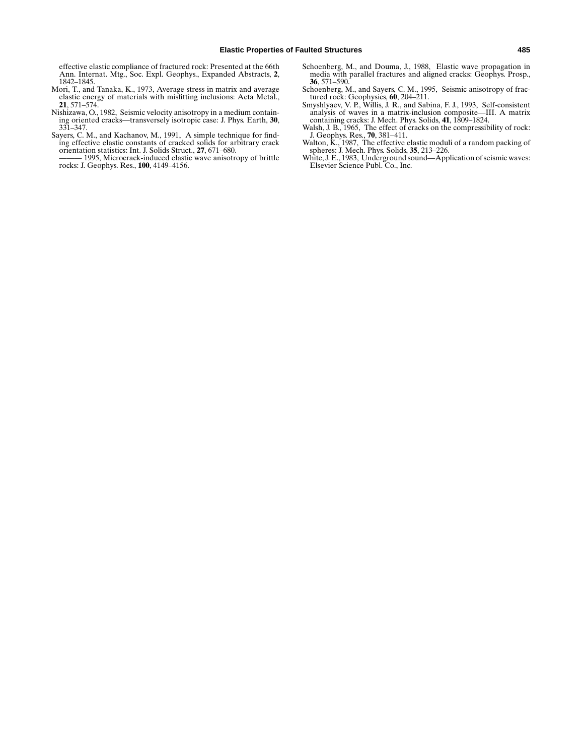effective elastic compliance of fractured rock: Presented at the 66th Ann. Internat. Mtg., Soc. Expl. Geophys., Expanded Abstracts, **2**, 1842–1845.

Mori, T., and Tanaka, K., 1973, Average stress in matrix and average elastic energy of materials with misfitting inclusions: Acta Metal., **21**, 571–574.

Nishizawa, O., 1982, Seismic velocity anisotropy in a medium containing oriented cracks—transversely isotropic case: J. Phys. Earth, **30**, 331–347.

Sayers, C. M., and Kachanov, M., 1991, A simple technique for finding effective elastic constants of cracked solids for arbitrary crack orientation statistics: Int. J. Solids Struct., **27**, 671–680.

——— 1995, Microcrack-induced elastic wave anisotropy of brittle rocks: J. Geophys. Res., **100**, 4149–4156.

Schoenberg, M., and Douma, J., 1988, Elastic wave propagation in media with parallel fractures and aligned cracks: Geophys. Prosp., **36**, 571–590.

Schoenberg, M., and Sayers, C. M., 1995, Seismic anisotropy of fractured rock: Geophysics, **60**, 204–211.

Smyshlyaev, V. P., Willis, J. R., and Sabina, F. J., 1993, Self-consistent analysis of waves in a matrix-inclusion composite—III. A matrix containing cracks: J. Mech. Phys. Solids, **41**, 1809–1824.

Walsh, J. B., 1965, The effect of cracks on the compressibility of rock: J. Geophys. Res., **70**, 381–411.

Walton, K., 1987, The effective elastic moduli of a random packing of spheres: J. Mech. Phys. Solids, **35**, 213–226.

White, J. E., 1983, Underground sound—Application of seismic waves: Elsevier Science Publ. Co., Inc.